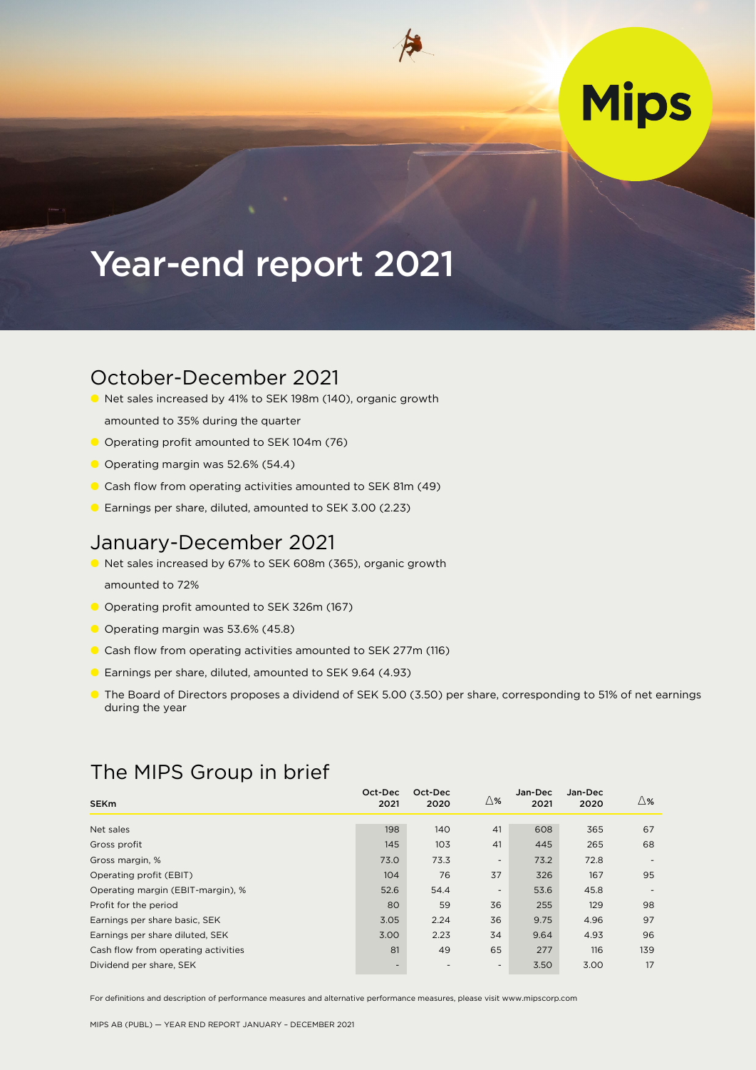# Year-end report 2021

## October-December 2021

- Net sales increased by 41% to SEK 198m (140), organic growth amounted to 35% during the quarter
- Operating profit amounted to SEK 104m (76)
- Operating margin was 52.6% (54.4)
- Cash flow from operating activities amounted to SEK 81m (49)
- Earnings per share, diluted, amounted to SEK 3.00 (2.23)

## January-December 2021

- Net sales increased by 67% to SEK 608m (365), organic growth amounted to 72%
- Operating profit amounted to SEK 326m (167)
- Operating margin was 53.6% (45.8)
- Cash flow from operating activities amounted to SEK 277m (116)
- Earnings per share, diluted, amounted to SEK 9.64 (4.93)
- The Board of Directors proposes a dividend of SEK 5.00 (3.50) per share, corresponding to 51% of net earnings during the year

## The MIPS Group in brief

| SEKm | Oct-Dec 2021 | Oct-Dec 2020 | △% | Jan-Dec 2021 | Jan-Dec 2020 | △% |
|---|---|---|---|---|---|---|
| Net sales | 198 | 140 | 41 | 608 | 365 | 67 |
| Gross profit | 145 | 103 | 41 | 445 | 265 | 68 |
| Gross margin, % | 73.0 | 73.3 | - | 73.2 | 72.8 | - |
| Operating profit (EBIT) | 104 | 76 | 37 | 326 | 167 | 95 |
| Operating margin (EBIT-margin), % | 52.6 | 54.4 | - | 53.6 | 45.8 | - |
| Profit for the period | 80 | 59 | 36 | 255 | 129 | 98 |
| Earnings per share basic, SEK | 3.05 | 2.24 | 36 | 9.75 | 4.96 | 97 |
| Earnings per share diluted, SEK | 3.00 | 2.23 | 34 | 9.64 | 4.93 | 96 |
| Cash flow from operating activities | 81 | 49 | 65 | 277 | 116 | 139 |
| Dividend per share, SEK | - | - | - | 3.50 | 3.00 | 17 |

For definitions and description of performance measures and alternative performance measures, please visit www.mipscorp.com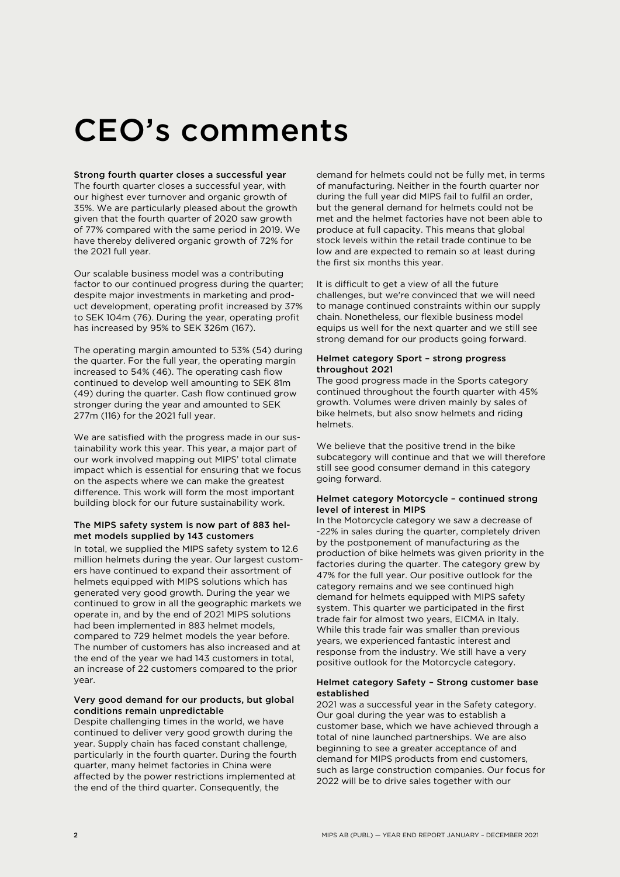# CEO's comments

**Strong fourth quarter closes a successful year**

The fourth quarter closes a successful year, with our highest ever turnover and organic growth of 35%. We are particularly pleased about the growth given that the fourth quarter of 2020 saw growth of 77% compared with the same period in 2019. We have thereby delivered organic growth of 72% for the 2021 full year.

Our scalable business model was a contributing factor to our continued progress during the quarter; despite major investments in marketing and product development, operating profit increased by 37% to SEK 104m (76). During the year, operating profit has increased by 95% to SEK 326m (167).

The operating margin amounted to 53% (54) during the quarter. For the full year, the operating margin increased to 54% (46). The operating cash flow continued to develop well amounting to SEK 81m (49) during the quarter. Cash flow continued grow stronger during the year and amounted to SEK 277m (116) for the 2021 full year.

We are satisfied with the progress made in our sustainability work this year. This year, a major part of our work involved mapping out MIPS' total climate impact which is essential for ensuring that we focus on the aspects where we can make the greatest difference. This work will form the most important building block for our future sustainability work.

**The MIPS safety system is now part of 883 helmet models supplied by 143 customers**

In total, we supplied the MIPS safety system to 12.6 million helmets during the year. Our largest customers have continued to expand their assortment of helmets equipped with MIPS solutions which has generated very good growth. During the year we continued to grow in all the geographic markets we operate in, and by the end of 2021 MIPS solutions had been implemented in 883 helmet models, compared to 729 helmet models the year before. The number of customers has also increased and at the end of the year we had 143 customers in total, an increase of 22 customers compared to the prior year.

**Very good demand for our products, but global conditions remain unpredictable**

Despite challenging times in the world, we have continued to deliver very good growth during the year. Supply chain has faced constant challenge, particularly in the fourth quarter. During the fourth quarter, many helmet factories in China were affected by the power restrictions implemented at the end of the third quarter. Consequently, the demand for helmets could not be fully met, in terms of manufacturing. Neither in the fourth quarter nor during the full year did MIPS fail to fulfil an order, but the general demand for helmets could not be met and the helmet factories have not been able to produce at full capacity. This means that global stock levels within the retail trade continue to be low and are expected to remain so at least during the first six months this year.

It is difficult to get a view of all the future challenges, but we're convinced that we will need to manage continued constraints within our supply chain. Nonetheless, our flexible business model equips us well for the next quarter and we still see strong demand for our products going forward.

**Helmet category Sport – strong progress throughout 2021**

The good progress made in the Sports category continued throughout the fourth quarter with 45% growth. Volumes were driven mainly by sales of bike helmets, but also snow helmets and riding helmets.

We believe that the positive trend in the bike subcategory will continue and that we will therefore still see good consumer demand in this category going forward.

**Helmet category Motorcycle – continued strong level of interest in MIPS**

In the Motorcycle category we saw a decrease of -22% in sales during the quarter, completely driven by the postponement of manufacturing as the production of bike helmets was given priority in the factories during the quarter. The category grew by 47% for the full year. Our positive outlook for the category remains and we see continued high demand for helmets equipped with MIPS safety system. This quarter we participated in the first trade fair for almost two years, EICMA in Italy. While this trade fair was smaller than previous years, we experienced fantastic interest and response from the industry. We still have a very positive outlook for the Motorcycle category.

**Helmet category Safety – Strong customer base established**

2021 was a successful year in the Safety category. Our goal during the year was to establish a customer base, which we have achieved through a total of nine launched partnerships. We are also beginning to see a greater acceptance of and demand for MIPS products from end customers, such as large construction companies. Our focus for 2022 will be to drive sales together with our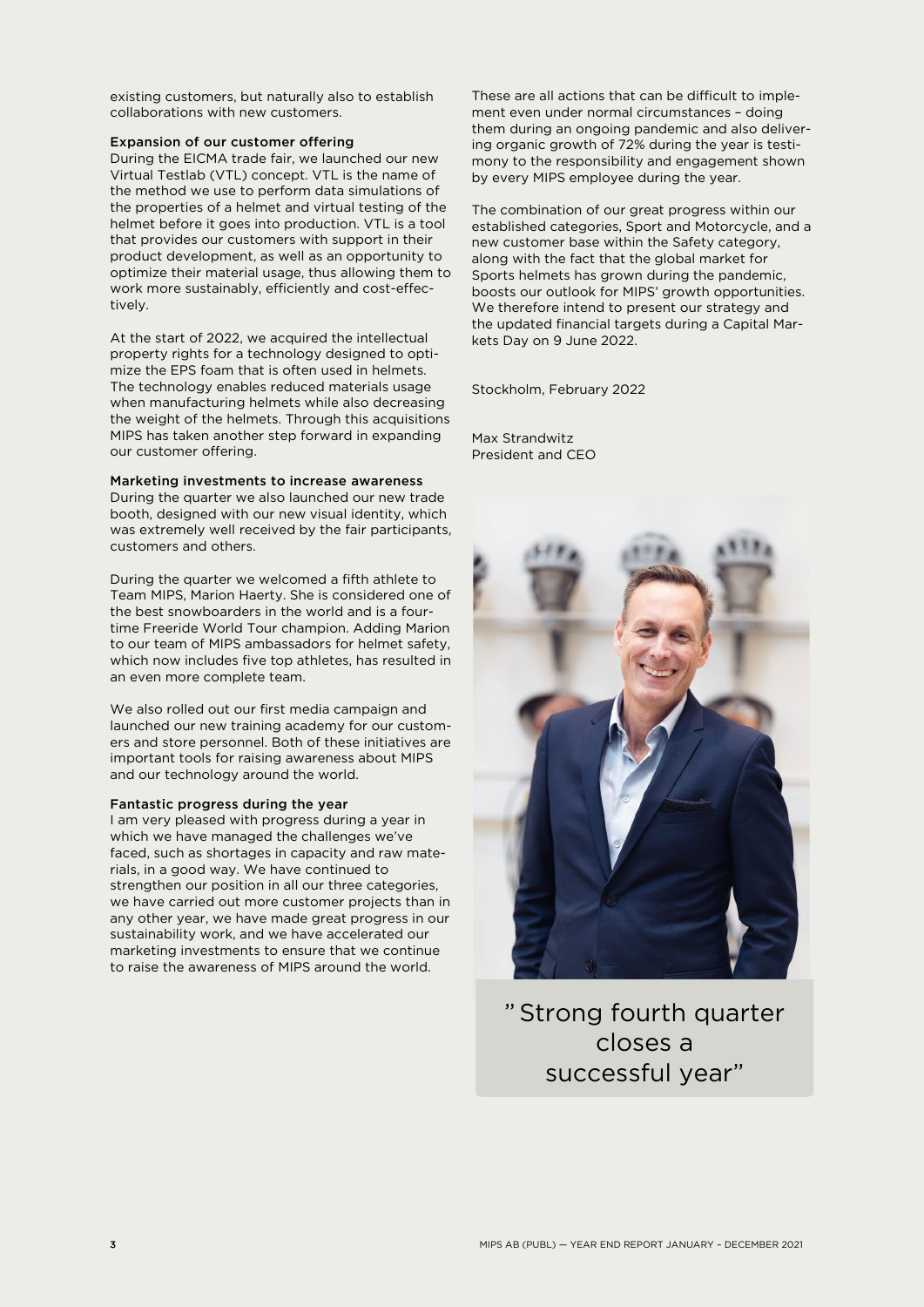existing customers, but naturally also to establish collaborations with new customers.

**Expansion of our customer offering**

During the EICMA trade fair, we launched our new Virtual Testlab (VTL) concept. VTL is the name of the method we use to perform data simulations of the properties of a helmet and virtual testing of the helmet before it goes into production. VTL is a tool that provides our customers with support in their product development, as well as an opportunity to optimize their material usage, thus allowing them to work more sustainably, efficiently and cost-effectively.

At the start of 2022, we acquired the intellectual property rights for a technology designed to optimize the EPS foam that is often used in helmets. The technology enables reduced materials usage when manufacturing helmets while also decreasing the weight of the helmets. Through this acquisitions MIPS has taken another step forward in expanding our customer offering.

**Marketing investments to increase awareness**

During the quarter we also launched our new trade booth, designed with our new visual identity, which was extremely well received by the fair participants, customers and others.

During the quarter we welcomed a fifth athlete to Team MIPS, Marion Haerty. She is considered one of the best snowboarders in the world and is a four-time Freeride World Tour champion. Adding Marion to our team of MIPS ambassadors for helmet safety, which now includes five top athletes, has resulted in an even more complete team.

We also rolled out our first media campaign and launched our new training academy for our customers and store personnel. Both of these initiatives are important tools for raising awareness about MIPS and our technology around the world.

**Fantastic progress during the year**

I am very pleased with progress during a year in which we have managed the challenges we've faced, such as shortages in capacity and raw materials, in a good way. We have continued to strengthen our position in all our three categories, we have carried out more customer projects than in any other year, we have made great progress in our sustainability work, and we have accelerated our marketing investments to ensure that we continue to raise the awareness of MIPS around the world.

These are all actions that can be difficult to implement even under normal circumstances – doing them during an ongoing pandemic and also delivering organic growth of 72% during the year is testimony to the responsibility and engagement shown by every MIPS employee during the year.

The combination of our great progress within our established categories, Sport and Motorcycle, and a new customer base within the Safety category, along with the fact that the global market for Sports helmets has grown during the pandemic, boosts our outlook for MIPS' growth opportunities. We therefore intend to present our strategy and the updated financial targets during a Capital Markets Day on 9 June 2022.

Stockholm, February 2022

Max Strandwitz
President and CEO

" Strong fourth quarter closes a successful year"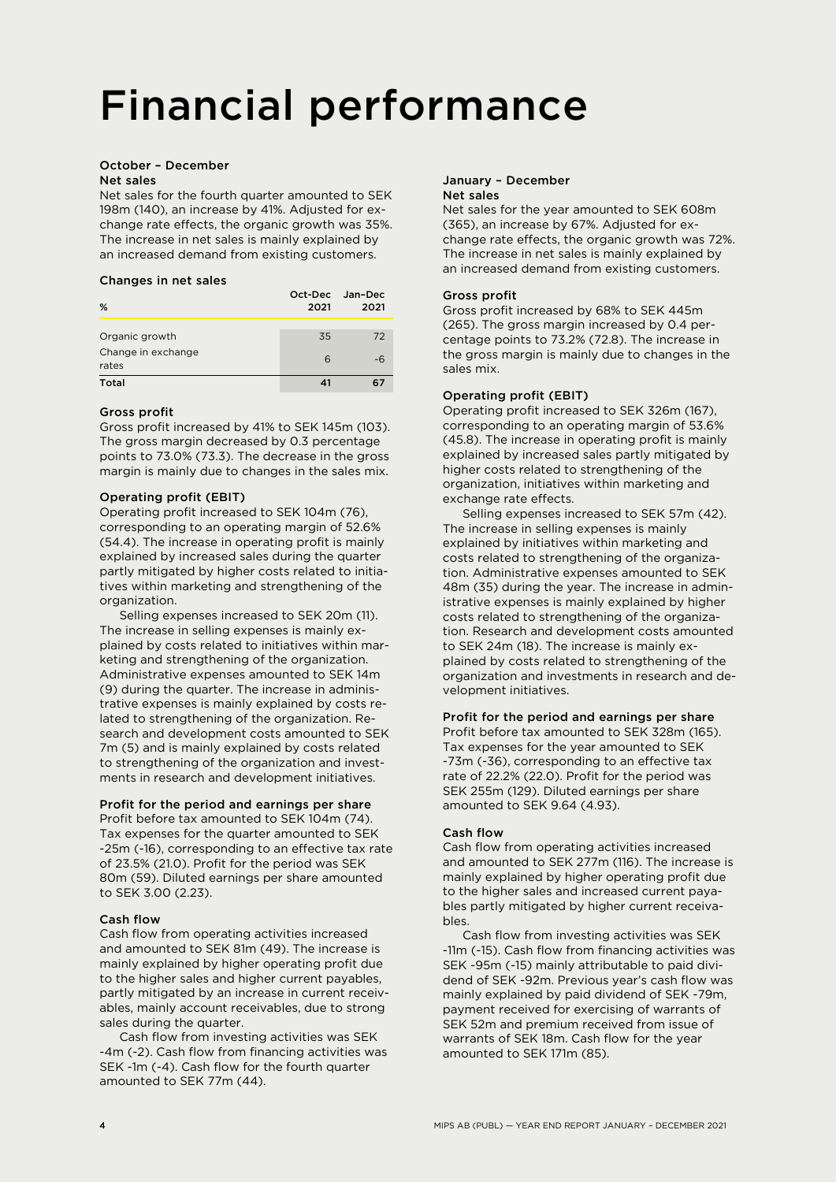# Financial performance

### October – December

#### Net sales

Net sales for the fourth quarter amounted to SEK 198m (140), an increase by 41%. Adjusted for exchange rate effects, the organic growth was 35%. The increase in net sales is mainly explained by an increased demand from existing customers.

#### Changes in net sales

| % | Oct-Dec 2021 | Jan–Dec 2021 |
|---|---|---|
| Organic growth | 35 | 72 |
| Change in exchange rates | 6 | -6 |
| **Total** | **41** | **67** |

#### Gross profit

Gross profit increased by 41% to SEK 145m (103). The gross margin decreased by 0.3 percentage points to 73.0% (73.3). The decrease in the gross margin is mainly due to changes in the sales mix.

#### Operating profit (EBIT)

Operating profit increased to SEK 104m (76), corresponding to an operating margin of 52.6% (54.4). The increase in operating profit is mainly explained by increased sales during the quarter partly mitigated by higher costs related to initiatives within marketing and strengthening of the organization.

Selling expenses increased to SEK 20m (11). The increase in selling expenses is mainly explained by costs related to initiatives within marketing and strengthening of the organization. Administrative expenses amounted to SEK 14m (9) during the quarter. The increase in administrative expenses is mainly explained by costs related to strengthening of the organization. Research and development costs amounted to SEK 7m (5) and is mainly explained by costs related to strengthening of the organization and investments in research and development initiatives.

#### Profit for the period and earnings per share

Profit before tax amounted to SEK 104m (74). Tax expenses for the quarter amounted to SEK -25m (-16), corresponding to an effective tax rate of 23.5% (21.0). Profit for the period was SEK 80m (59). Diluted earnings per share amounted to SEK 3.00 (2.23).

#### Cash flow

Cash flow from operating activities increased and amounted to SEK 81m (49). The increase is mainly explained by higher operating profit due to the higher sales and higher current payables, partly mitigated by an increase in current receivables, mainly account receivables, due to strong sales during the quarter.

Cash flow from investing activities was SEK -4m (-2). Cash flow from financing activities was SEK -1m (-4). Cash flow for the fourth quarter amounted to SEK 77m (44).

### January – December

#### Net sales

Net sales for the year amounted to SEK 608m (365), an increase by 67%. Adjusted for exchange rate effects, the organic growth was 72%. The increase in net sales is mainly explained by an increased demand from existing customers.

#### Gross profit

Gross profit increased by 68% to SEK 445m (265). The gross margin increased by 0.4 percentage points to 73.2% (72.8). The increase in the gross margin is mainly due to changes in the sales mix.

#### Operating profit (EBIT)

Operating profit increased to SEK 326m (167), corresponding to an operating margin of 53.6% (45.8). The increase in operating profit is mainly explained by increased sales partly mitigated by higher costs related to strengthening of the organization, initiatives within marketing and exchange rate effects.

Selling expenses increased to SEK 57m (42). The increase in selling expenses is mainly explained by initiatives within marketing and costs related to strengthening of the organization. Administrative expenses amounted to SEK 48m (35) during the year. The increase in administrative expenses is mainly explained by higher costs related to strengthening of the organization. Research and development costs amounted to SEK 24m (18). The increase is mainly explained by costs related to strengthening of the organization and investments in research and development initiatives.

#### Profit for the period and earnings per share

Profit before tax amounted to SEK 328m (165). Tax expenses for the year amounted to SEK -73m (-36), corresponding to an effective tax rate of 22.2% (22.0). Profit for the period was SEK 255m (129). Diluted earnings per share amounted to SEK 9.64 (4.93).

#### Cash flow

Cash flow from operating activities increased and amounted to SEK 277m (116). The increase is mainly explained by higher operating profit due to the higher sales and increased current payables partly mitigated by higher current receivables.

Cash flow from investing activities was SEK -11m (-15). Cash flow from financing activities was SEK -95m (-15) mainly attributable to paid dividend of SEK -92m. Previous year's cash flow was mainly explained by paid dividend of SEK -79m, payment received for exercising of warrants of SEK 52m and premium received from issue of warrants of SEK 18m. Cash flow for the year amounted to SEK 171m (85).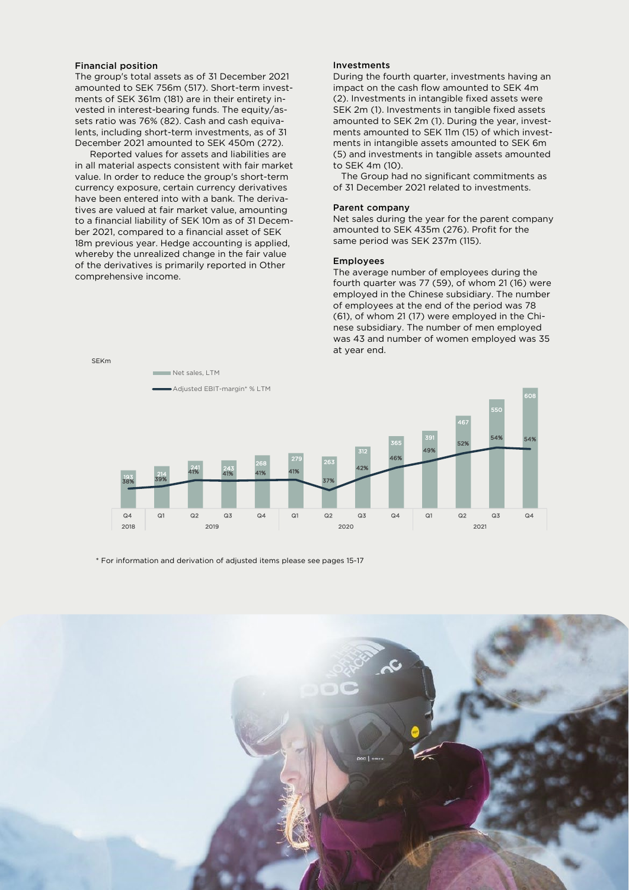### Financial position

The group's total assets as of 31 December 2021 amounted to SEK 756m (517). Short-term investments of SEK 361m (181) are in their entirety invested in interest-bearing funds. The equity/assets ratio was 76% (82). Cash and cash equivalents, including short-term investments, as of 31 December 2021 amounted to SEK 450m (272).

Reported values for assets and liabilities are in all material aspects consistent with fair market value. In order to reduce the group's short-term currency exposure, certain currency derivatives have been entered into with a bank. The derivatives are valued at fair market value, amounting to a financial liability of SEK 10m as of 31 December 2021, compared to a financial asset of SEK 18m previous year. Hedge accounting is applied, whereby the unrealized change in the fair value of the derivatives is primarily reported in Other comprehensive income.

### Investments

During the fourth quarter, investments having an impact on the cash flow amounted to SEK 4m (2). Investments in intangible fixed assets were SEK 2m (1). Investments in tangible fixed assets amounted to SEK 2m (1). During the year, investments amounted to SEK 11m (15) of which investments in intangible assets amounted to SEK 6m (5) and investments in tangible assets amounted to SEK 4m (10).

The Group had no significant commitments as of 31 December 2021 related to investments.

### Parent company

Net sales during the year for the parent company amounted to SEK 435m (276). Profit for the same period was SEK 237m (115).

### Employees

The average number of employees during the fourth quarter was 77 (59), of whom 21 (16) were employed in the Chinese subsidiary. The number of employees at the end of the period was 78 (61), of whom 21 (17) were employed in the Chinese subsidiary. The number of men employed was 43 and number of women employed was 35 at year end.

SEKm

| Quarter | Net sales, LTM | Adjusted EBIT-margin* % LTM |
|---|---|---|
| Q4 2018 | 193 | 38% |
| Q1 2019 | 214 | 39% |
| Q2 2019 | 241 | 41% |
| Q3 2019 | 243 | 41% |
| Q4 2019 | 268 | 41% |
| Q1 2020 | 279 | 41% |
| Q2 2020 | 263 | 37% |
| Q3 2020 | 312 | 42% |
| Q4 2020 | 365 | 46% |
| Q1 2021 | 391 | 49% |
| Q2 2021 | 467 | 52% |
| Q3 2021 | 550 | 54% |
| Q4 2021 | 608 | 54% |

\* For information and derivation of adjusted items please see pages 15-17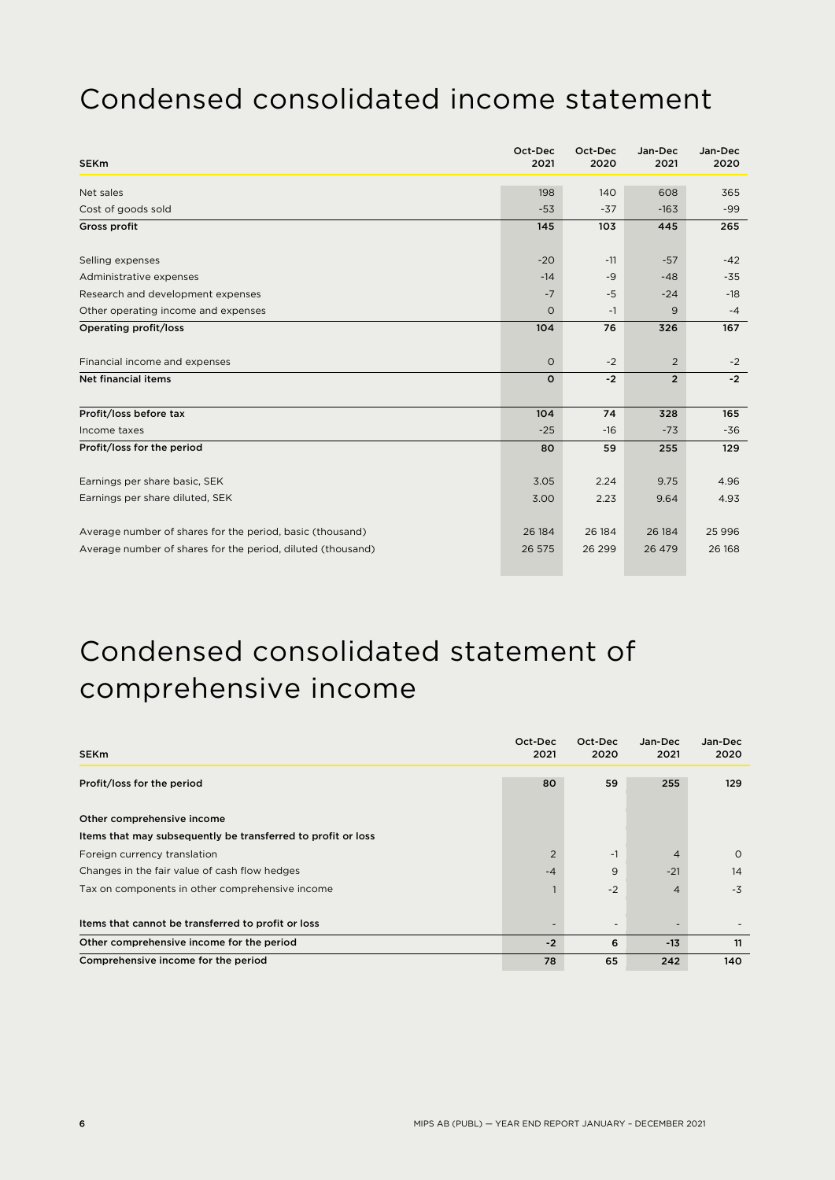# Condensed consolidated income statement

| SEKm | Oct-Dec 2021 | Oct-Dec 2020 | Jan-Dec 2021 | Jan-Dec 2020 |
|---|---|---|---|---|
| Net sales | 198 | 140 | 608 | 365 |
| Cost of goods sold | -53 | -37 | -163 | -99 |
| **Gross profit** | **145** | **103** | **445** | **265** |
| | | | | |
| Selling expenses | -20 | -11 | -57 | -42 |
| Administrative expenses | -14 | -9 | -48 | -35 |
| Research and development expenses | -7 | -5 | -24 | -18 |
| Other operating income and expenses | 0 | -1 | 9 | -4 |
| **Operating profit/loss** | **104** | **76** | **326** | **167** |
| | | | | |
| Financial income and expenses | 0 | -2 | 2 | -2 |
| **Net financial items** | **0** | **-2** | **2** | **-2** |
| | | | | |
| **Profit/loss before tax** | **104** | **74** | **328** | **165** |
| Income taxes | -25 | -16 | -73 | -36 |
| **Profit/loss for the period** | **80** | **59** | **255** | **129** |
| | | | | |
| Earnings per share basic, SEK | 3.05 | 2.24 | 9.75 | 4.96 |
| Earnings per share diluted, SEK | 3.00 | 2.23 | 9.64 | 4.93 |
| | | | | |
| Average number of shares for the period, basic (thousand) | 26 184 | 26 184 | 26 184 | 25 996 |
| Average number of shares for the period, diluted (thousand) | 26 575 | 26 299 | 26 479 | 26 168 |

# Condensed consolidated statement of comprehensive income

| SEKm | Oct-Dec 2021 | Oct-Dec 2020 | Jan-Dec 2021 | Jan-Dec 2020 |
|---|---|---|---|---|
| **Profit/loss for the period** | **80** | **59** | **255** | **129** |
| | | | | |
| **Other comprehensive income** | | | | |
| **Items that may subsequently be transferred to profit or loss** | | | | |
| Foreign currency translation | 2 | -1 | 4 | 0 |
| Changes in the fair value of cash flow hedges | -4 | 9 | -21 | 14 |
| Tax on components in other comprehensive income | 1 | -2 | 4 | -3 |
| | | | | |
| **Items that cannot be transferred to profit or loss** | - | - | - | - |
| **Other comprehensive income for the period** | **-2** | **6** | **-13** | **11** |
| **Comprehensive income for the period** | **78** | **65** | **242** | **140** |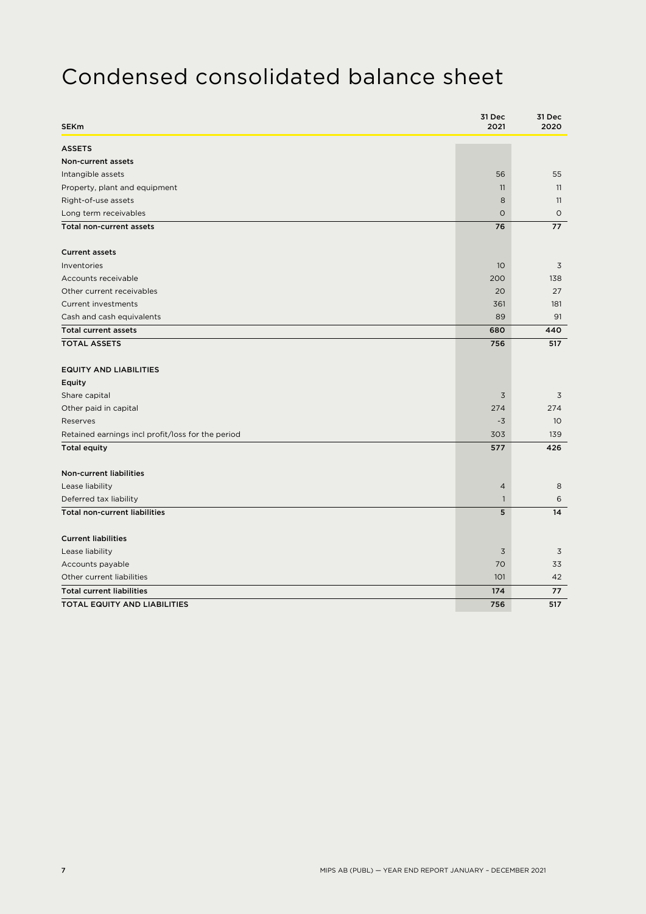# Condensed consolidated balance sheet

| SEKm | 31 Dec 2021 | 31 Dec 2020 |
|---|---|---|
| **ASSETS** | | |
| **Non-current assets** | | |
| Intangible assets | 56 | 55 |
| Property, plant and equipment | 11 | 11 |
| Right-of-use assets | 8 | 11 |
| Long term receivables | 0 | 0 |
| **Total non-current assets** | **76** | **77** |
| | | |
| **Current assets** | | |
| Inventories | 10 | 3 |
| Accounts receivable | 200 | 138 |
| Other current receivables | 20 | 27 |
| Current investments | 361 | 181 |
| Cash and cash equivalents | 89 | 91 |
| **Total current assets** | **680** | **440** |
| **TOTAL ASSETS** | **756** | **517** |
| | | |
| **EQUITY AND LIABILITIES** | | |
| **Equity** | | |
| Share capital | 3 | 3 |
| Other paid in capital | 274 | 274 |
| Reserves | -3 | 10 |
| Retained earnings incl profit/loss for the period | 303 | 139 |
| **Total equity** | **577** | **426** |
| | | |
| **Non-current liabilities** | | |
| Lease liability | 4 | 8 |
| Deferred tax liability | 1 | 6 |
| **Total non-current liabilities** | **5** | **14** |
| | | |
| **Current liabilities** | | |
| Lease liability | 3 | 3 |
| Accounts payable | 70 | 33 |
| Other current liabilities | 101 | 42 |
| **Total current liabilities** | **174** | **77** |
| **TOTAL EQUITY AND LIABILITIES** | **756** | **517** |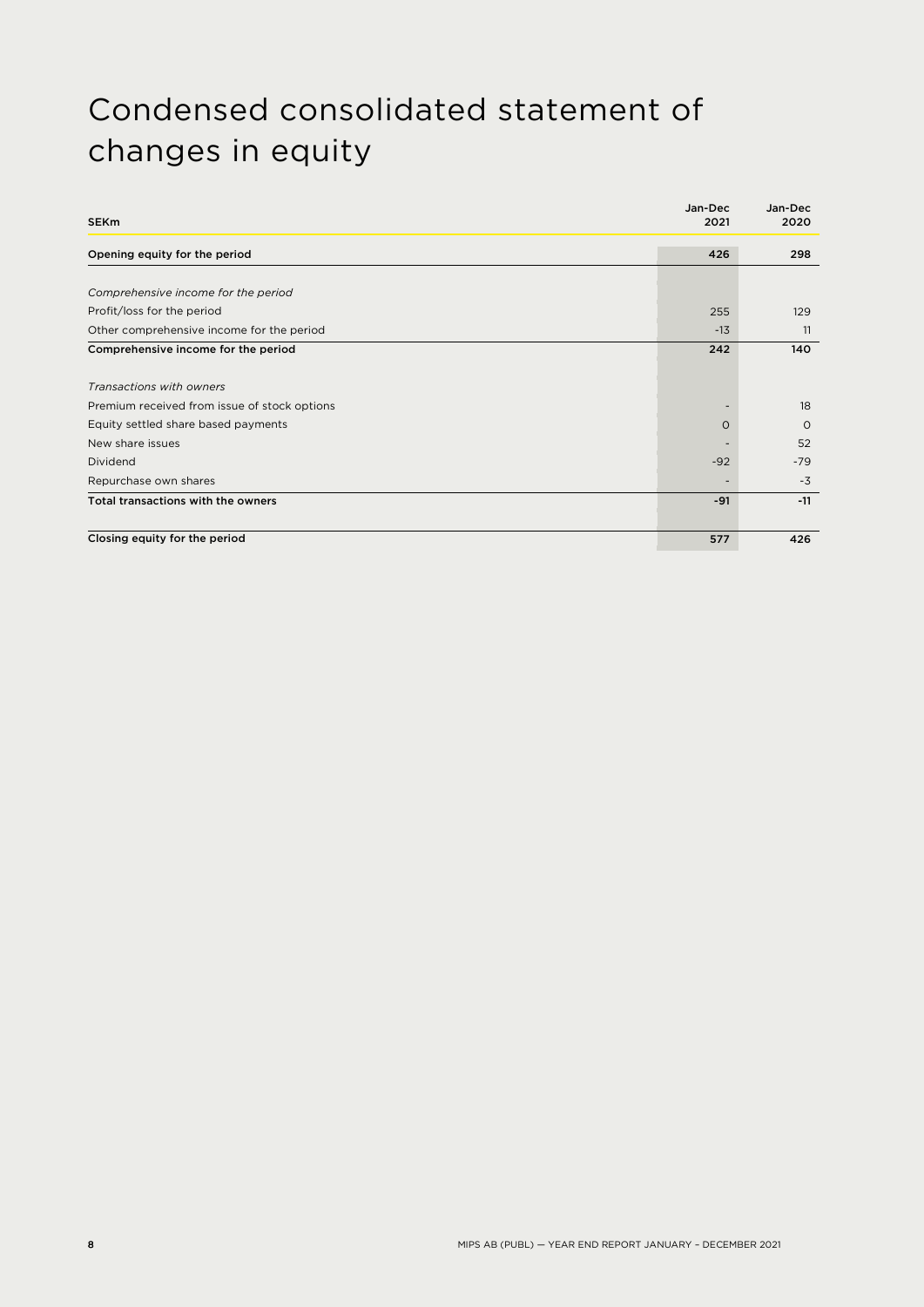# Condensed consolidated statement of changes in equity

| SEKm | Jan-Dec 2021 | Jan-Dec 2020 |
|---|---|---|
| **Opening equity for the period** | **426** | **298** |
| | | |
| *Comprehensive income for the period* | | |
| Profit/loss for the period | 255 | 129 |
| Other comprehensive income for the period | -13 | 11 |
| **Comprehensive income for the period** | **242** | **140** |
| | | |
| *Transactions with owners* | | |
| Premium received from issue of stock options | - | 18 |
| Equity settled share based payments | 0 | 0 |
| New share issues | - | 52 |
| Dividend | -92 | -79 |
| Repurchase own shares | - | -3 |
| **Total transactions with the owners** | **-91** | **-11** |
| | | |
| **Closing equity for the period** | **577** | **426** |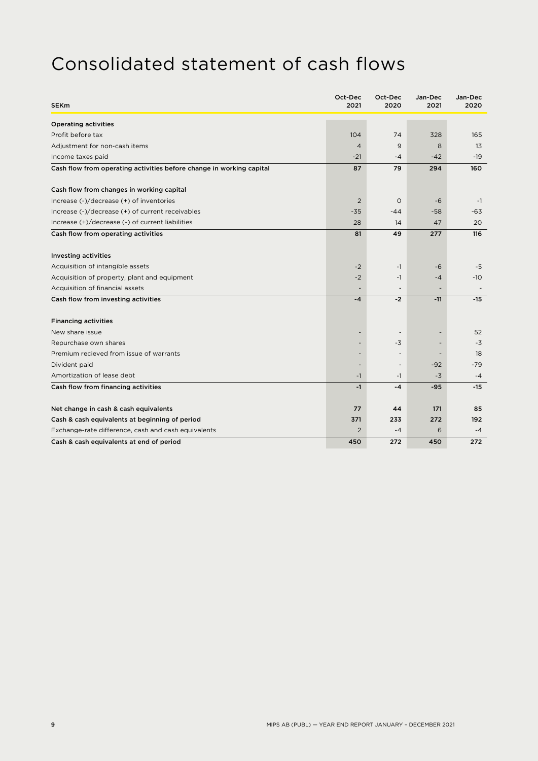# Consolidated statement of cash flows

| SEKm | Oct-Dec 2021 | Oct-Dec 2020 | Jan-Dec 2021 | Jan-Dec 2020 |
|---|---|---|---|---|
| **Operating activities** | | | | |
| Profit before tax | 104 | 74 | 328 | 165 |
| Adjustment for non-cash items | 4 | 9 | 8 | 13 |
| Income taxes paid | -21 | -4 | -42 | -19 |
| **Cash flow from operating activities before change in working capital** | **87** | **79** | **294** | **160** |
| | | | | |
| **Cash flow from changes in working capital** | | | | |
| Increase (-)/decrease (+) of inventories | 2 | 0 | -6 | -1 |
| Increase (-)/decrease (+) of current receivables | -35 | -44 | -58 | -63 |
| Increase (+)/decrease (-) of current liabilities | 28 | 14 | 47 | 20 |
| **Cash flow from operating activities** | **81** | **49** | **277** | **116** |
| | | | | |
| **Investing activities** | | | | |
| Acquisition of intangible assets | -2 | -1 | -6 | -5 |
| Acquisition of property, plant and equipment | -2 | -1 | -4 | -10 |
| Acquisition of financial assets | - | - | - | - |
| **Cash flow from investing activities** | **-4** | **-2** | **-11** | **-15** |
| | | | | |
| **Financing activities** | | | | |
| New share issue | - | - | - | 52 |
| Repurchase own shares | - | -3 | - | -3 |
| Premium recieved from issue of warrants | - | - | - | 18 |
| Divident paid | - | - | -92 | -79 |
| Amortization of lease debt | -1 | -1 | -3 | -4 |
| **Cash flow from financing activities** | **-1** | **-4** | **-95** | **-15** |
| | | | | |
| **Net change in cash & cash equivalents** | **77** | **44** | **171** | **85** |
| **Cash & cash equivalents at beginning of period** | **371** | **233** | **272** | **192** |
| Exchange-rate difference, cash and cash equivalents | 2 | -4 | 6 | -4 |
| **Cash & cash equivalents at end of period** | **450** | **272** | **450** | **272** |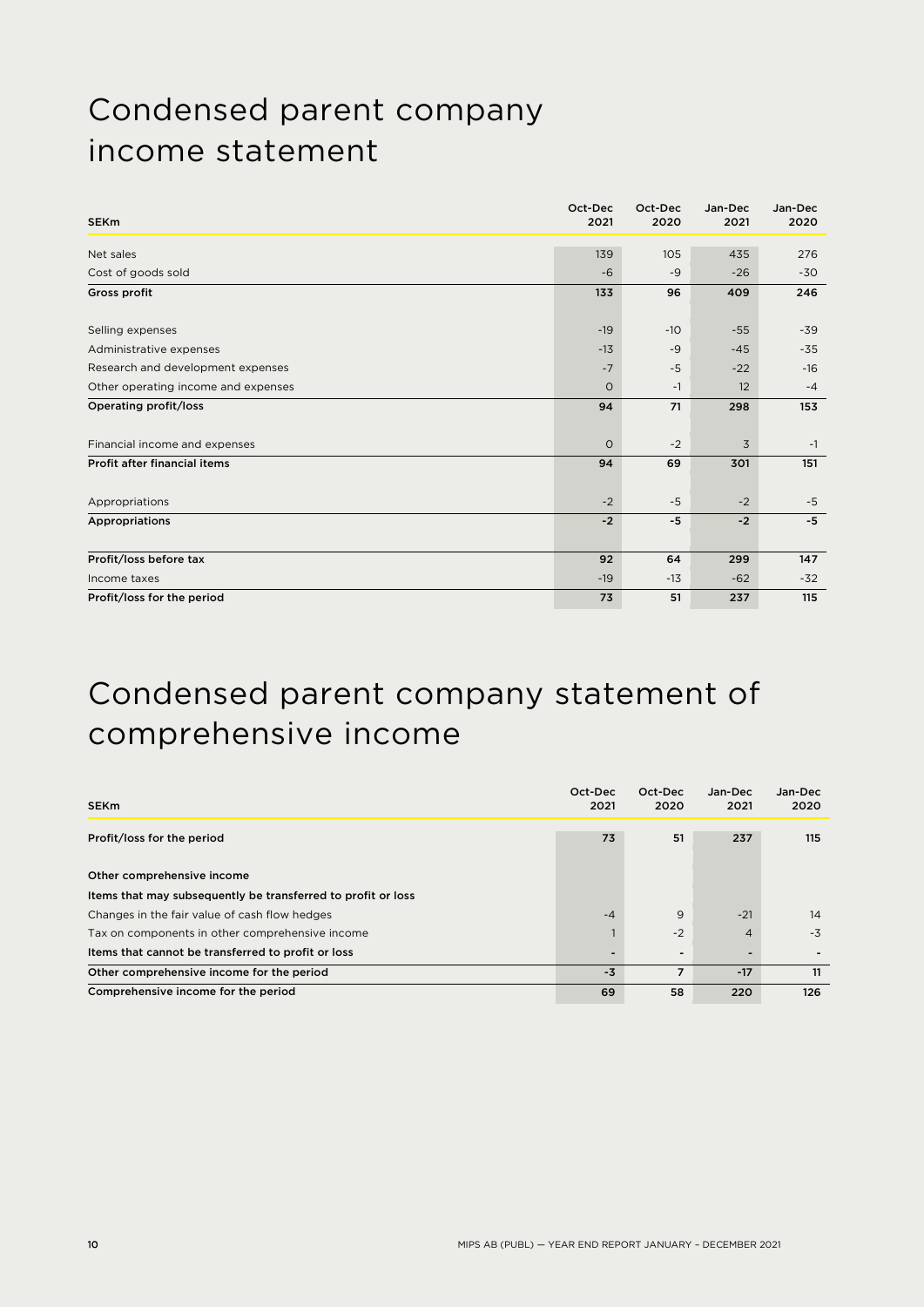# Condensed parent company income statement

| SEKm | Oct-Dec 2021 | Oct-Dec 2020 | Jan-Dec 2021 | Jan-Dec 2020 |
|---|---|---|---|---|
| Net sales | 139 | 105 | 435 | 276 |
| Cost of goods sold | -6 | -9 | -26 | -30 |
| **Gross profit** | **133** | **96** | **409** | **246** |
| | | | | |
| Selling expenses | -19 | -10 | -55 | -39 |
| Administrative expenses | -13 | -9 | -45 | -35 |
| Research and development expenses | -7 | -5 | -22 | -16 |
| Other operating income and expenses | 0 | -1 | 12 | -4 |
| **Operating profit/loss** | **94** | **71** | **298** | **153** |
| | | | | |
| Financial income and expenses | 0 | -2 | 3 | -1 |
| **Profit after financial items** | **94** | **69** | **301** | **151** |
| | | | | |
| Appropriations | -2 | -5 | -2 | -5 |
| **Appropriations** | **-2** | **-5** | **-2** | **-5** |
| | | | | |
| **Profit/loss before tax** | **92** | **64** | **299** | **147** |
| Income taxes | -19 | -13 | -62 | -32 |
| **Profit/loss for the period** | **73** | **51** | **237** | **115** |

# Condensed parent company statement of comprehensive income

| SEKm | Oct-Dec 2021 | Oct-Dec 2020 | Jan-Dec 2021 | Jan-Dec 2020 |
|---|---|---|---|---|
| **Profit/loss for the period** | **73** | **51** | **237** | **115** |
| | | | | |
| **Other comprehensive income** | | | | |
| **Items that may subsequently be transferred to profit or loss** | | | | |
| Changes in the fair value of cash flow hedges | -4 | 9 | -21 | 14 |
| Tax on components in other comprehensive income | 1 | -2 | 4 | -3 |
| **Items that cannot be transferred to profit or loss** | - | - | - | - |
| **Other comprehensive income for the period** | **-3** | **7** | **-17** | **11** |
| **Comprehensive income for the period** | **69** | **58** | **220** | **126** |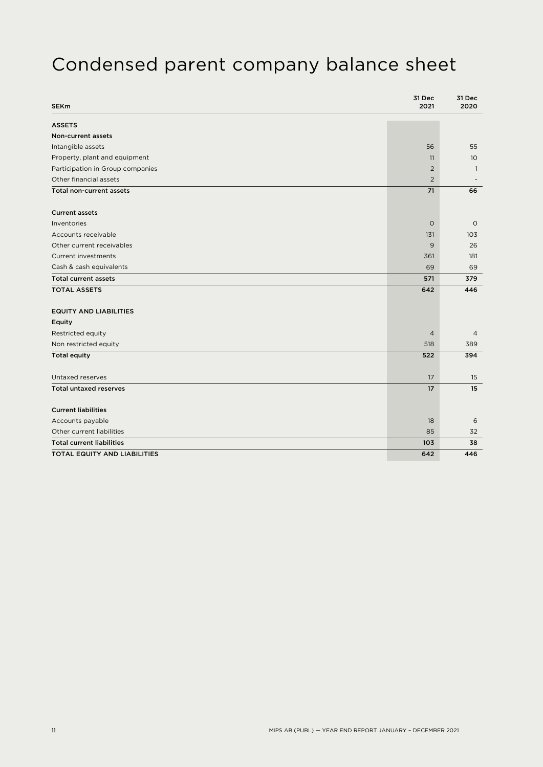# Condensed parent company balance sheet

| SEKm | 31 Dec 2021 | 31 Dec 2020 |
|---|---|---|
| **ASSETS** | | |
| **Non-current assets** | | |
| Intangible assets | 56 | 55 |
| Property, plant and equipment | 11 | 10 |
| Participation in Group companies | 2 | 1 |
| Other financial assets | 2 | - |
| **Total non-current assets** | **71** | **66** |
| | | |
| **Current assets** | | |
| Inventories | 0 | 0 |
| Accounts receivable | 131 | 103 |
| Other current receivables | 9 | 26 |
| Current investments | 361 | 181 |
| Cash & cash equivalents | 69 | 69 |
| **Total current assets** | **571** | **379** |
| **TOTAL ASSETS** | **642** | **446** |
| | | |
| **EQUITY AND LIABILITIES** | | |
| **Equity** | | |
| Restricted equity | 4 | 4 |
| Non restricted equity | 518 | 389 |
| **Total equity** | **522** | **394** |
| | | |
| Untaxed reserves | 17 | 15 |
| **Total untaxed reserves** | **17** | **15** |
| | | |
| **Current liabilities** | | |
| Accounts payable | 18 | 6 |
| Other current liabilities | 85 | 32 |
| **Total current liabilities** | **103** | **38** |
| **TOTAL EQUITY AND LIABILITIES** | **642** | **446** |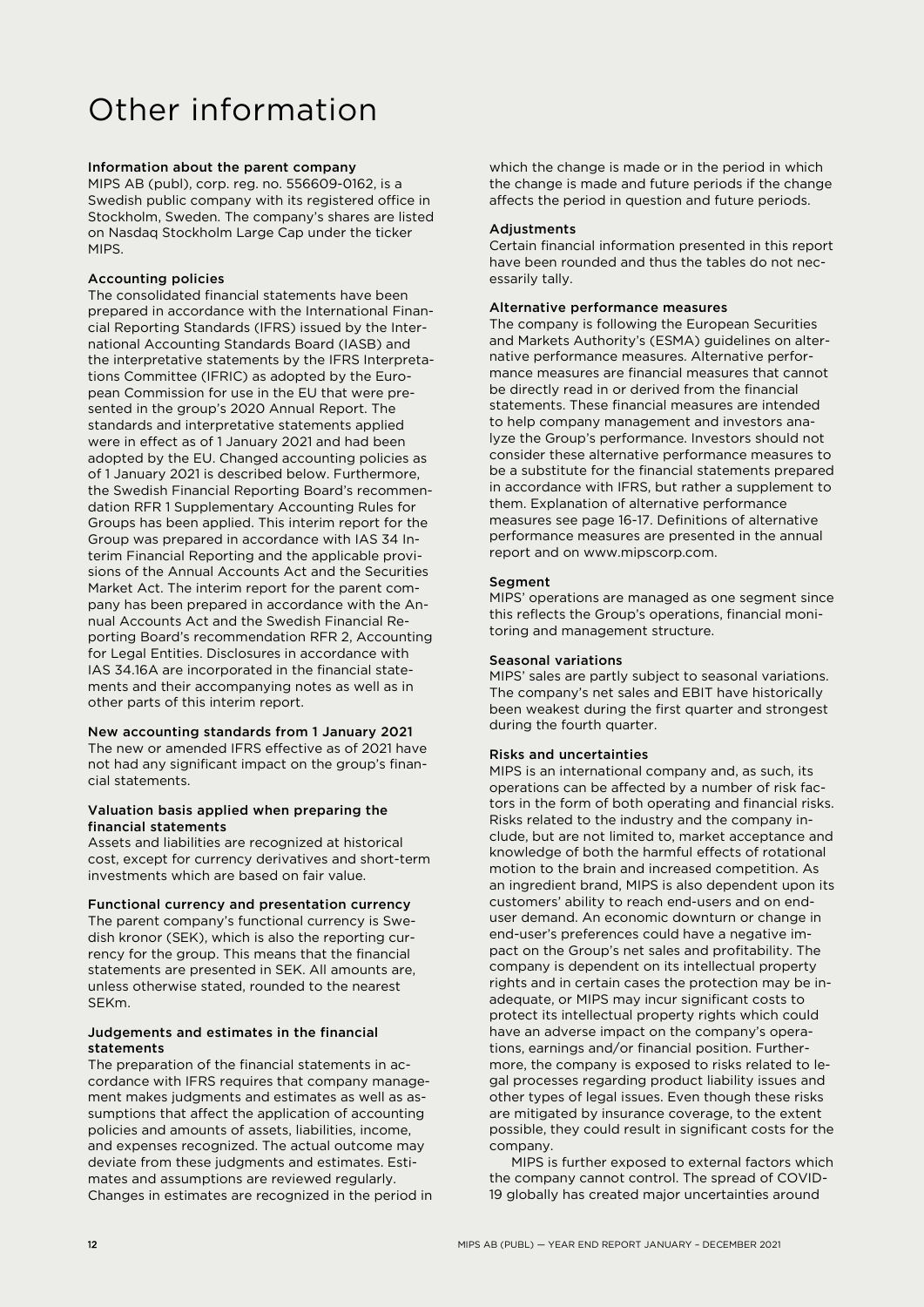# Other information

### Information about the parent company

MIPS AB (publ), corp. reg. no. 556609-0162, is a Swedish public company with its registered office in Stockholm, Sweden. The company's shares are listed on Nasdaq Stockholm Large Cap under the ticker MIPS.

### Accounting policies

The consolidated financial statements have been prepared in accordance with the International Financial Reporting Standards (IFRS) issued by the International Accounting Standards Board (IASB) and the interpretative statements by the IFRS Interpretations Committee (IFRIC) as adopted by the European Commission for use in the EU that were presented in the group's 2020 Annual Report. The standards and interpretative statements applied were in effect as of 1 January 2021 and had been adopted by the EU. Changed accounting policies as of 1 January 2021 is described below. Furthermore, the Swedish Financial Reporting Board's recommendation RFR 1 Supplementary Accounting Rules for Groups has been applied. This interim report for the Group was prepared in accordance with IAS 34 Interim Financial Reporting and the applicable provisions of the Annual Accounts Act and the Securities Market Act. The interim report for the parent company has been prepared in accordance with the Annual Accounts Act and the Swedish Financial Reporting Board's recommendation RFR 2, Accounting for Legal Entities. Disclosures in accordance with IAS 34.16A are incorporated in the financial statements and their accompanying notes as well as in other parts of this interim report.

### New accounting standards from 1 January 2021

The new or amended IFRS effective as of 2021 have not had any significant impact on the group's financial statements.

### Valuation basis applied when preparing the financial statements

Assets and liabilities are recognized at historical cost, except for currency derivatives and short-term investments which are based on fair value.

### Functional currency and presentation currency

The parent company's functional currency is Swedish kronor (SEK), which is also the reporting currency for the group. This means that the financial statements are presented in SEK. All amounts are, unless otherwise stated, rounded to the nearest SEKm.

### Judgements and estimates in the financial statements

The preparation of the financial statements in accordance with IFRS requires that company management makes judgments and estimates as well as assumptions that affect the application of accounting policies and amounts of assets, liabilities, income, and expenses recognized. The actual outcome may deviate from these judgments and estimates. Estimates and assumptions are reviewed regularly. Changes in estimates are recognized in the period in which the change is made or in the period in which the change is made and future periods if the change affects the period in question and future periods.

### Adjustments

Certain financial information presented in this report have been rounded and thus the tables do not necessarily tally.

### Alternative performance measures

The company is following the European Securities and Markets Authority's (ESMA) guidelines on alternative performance measures. Alternative performance measures are financial measures that cannot be directly read in or derived from the financial statements. These financial measures are intended to help company management and investors analyze the Group's performance. Investors should not consider these alternative performance measures to be a substitute for the financial statements prepared in accordance with IFRS, but rather a supplement to them. Explanation of alternative performance measures see page 16-17. Definitions of alternative performance measures are presented in the annual report and on www.mipscorp.com.

### Segment

MIPS' operations are managed as one segment since this reflects the Group's operations, financial monitoring and management structure.

### Seasonal variations

MIPS' sales are partly subject to seasonal variations. The company's net sales and EBIT have historically been weakest during the first quarter and strongest during the fourth quarter.

### Risks and uncertainties

MIPS is an international company and, as such, its operations can be affected by a number of risk factors in the form of both operating and financial risks. Risks related to the industry and the company include, but are not limited to, market acceptance and knowledge of both the harmful effects of rotational motion to the brain and increased competition. As an ingredient brand, MIPS is also dependent upon its customers' ability to reach end-users and on end-user demand. An economic downturn or change in end-user's preferences could have a negative impact on the Group's net sales and profitability. The company is dependent on its intellectual property rights and in certain cases the protection may be inadequate, or MIPS may incur significant costs to protect its intellectual property rights which could have an adverse impact on the company's operations, earnings and/or financial position. Furthermore, the company is exposed to risks related to legal processes regarding product liability issues and other types of legal issues. Even though these risks are mitigated by insurance coverage, to the extent possible, they could result in significant costs for the company.

MIPS is further exposed to external factors which the company cannot control. The spread of COVID-19 globally has created major uncertainties around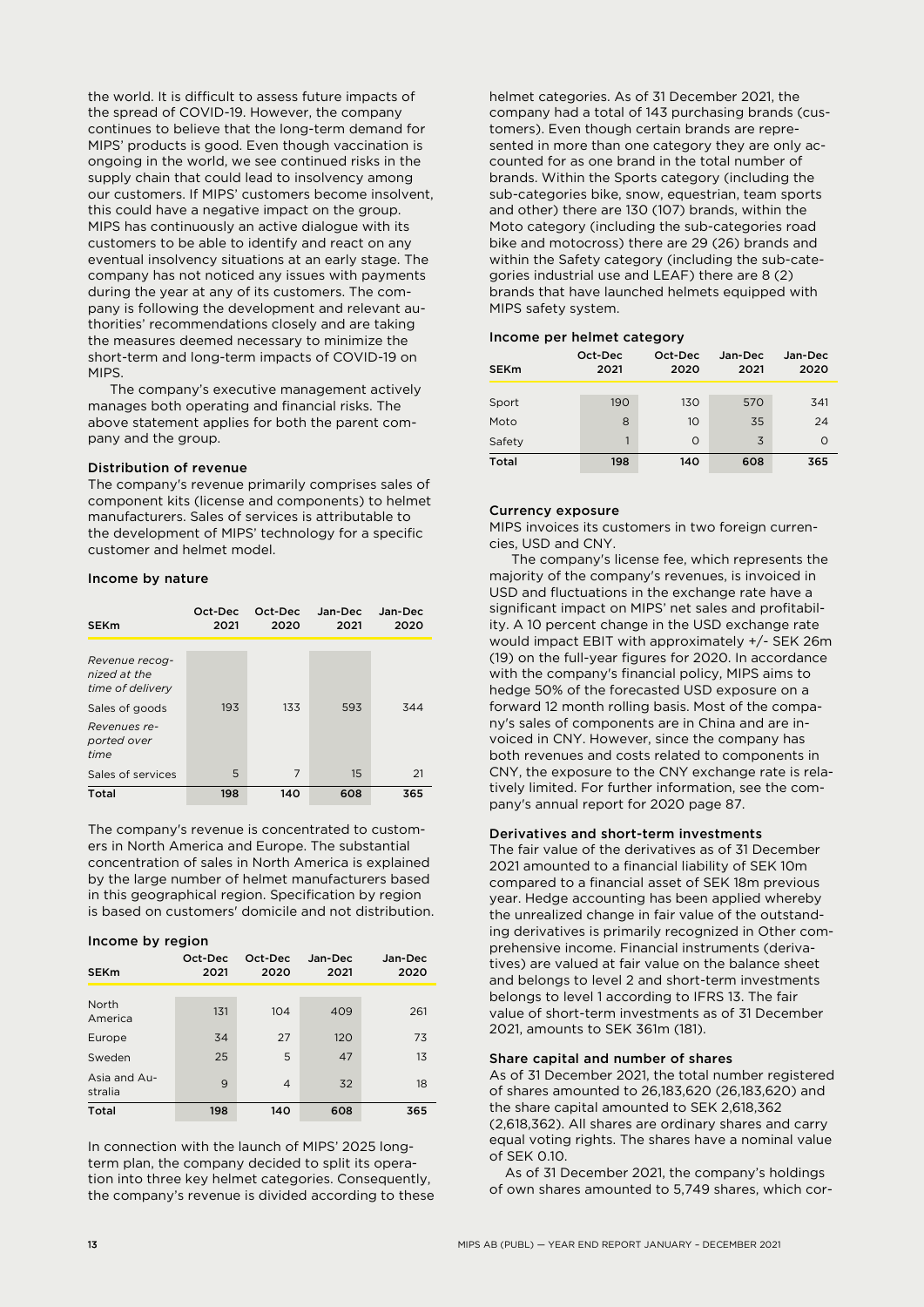the world. It is difficult to assess future impacts of the spread of COVID-19. However, the company continues to believe that the long-term demand for MIPS' products is good. Even though vaccination is ongoing in the world, we see continued risks in the supply chain that could lead to insolvency among our customers. If MIPS' customers become insolvent, this could have a negative impact on the group. MIPS has continuously an active dialogue with its customers to be able to identify and react on any eventual insolvency situations at an early stage. The company has not noticed any issues with payments during the year at any of its customers. The company is following the development and relevant authorities' recommendations closely and are taking the measures deemed necessary to minimize the short-term and long-term impacts of COVID-19 on MIPS.

The company's executive management actively manages both operating and financial risks. The above statement applies for both the parent company and the group.

### Distribution of revenue

The company's revenue primarily comprises sales of component kits (license and components) to helmet manufacturers. Sales of services is attributable to the development of MIPS' technology for a specific customer and helmet model.

#### Income by nature

| SEKm | Oct-Dec 2021 | Oct-Dec 2020 | Jan-Dec 2021 | Jan-Dec 2020 |
|---|---|---|---|---|
| *Revenue recognized at the time of delivery* | | | | |
| Sales of goods | 193 | 133 | 593 | 344 |
| *Revenues reported over time* | | | | |
| Sales of services | 5 | 7 | 15 | 21 |
| **Total** | **198** | **140** | **608** | **365** |

The company's revenue is concentrated to customers in North America and Europe. The substantial concentration of sales in North America is explained by the large number of helmet manufacturers based in this geographical region. Specification by region is based on customers' domicile and not distribution.

#### Income by region

| SEKm | Oct-Dec 2021 | Oct-Dec 2020 | Jan-Dec 2021 | Jan-Dec 2020 |
|---|---|---|---|---|
| North America | 131 | 104 | 409 | 261 |
| Europe | 34 | 27 | 120 | 73 |
| Sweden | 25 | 5 | 47 | 13 |
| Asia and Australia | 9 | 4 | 32 | 18 |
| **Total** | **198** | **140** | **608** | **365** |

In connection with the launch of MIPS' 2025 long-term plan, the company decided to split its operation into three key helmet categories. Consequently, the company's revenue is divided according to these helmet categories. As of 31 December 2021, the company had a total of 143 purchasing brands (customers). Even though certain brands are represented in more than one category they are only accounted for as one brand in the total number of brands. Within the Sports category (including the sub-categories bike, snow, equestrian, team sports and other) there are 130 (107) brands, within the Moto category (including the sub-categories road bike and motocross) there are 29 (26) brands and within the Safety category (including the sub-categories industrial use and LEAF) there are 8 (2) brands that have launched helmets equipped with MIPS safety system.

#### Income per helmet category

| SEKm | Oct-Dec 2021 | Oct-Dec 2020 | Jan-Dec 2021 | Jan-Dec 2020 |
|---|---|---|---|---|
| Sport | 190 | 130 | 570 | 341 |
| Moto | 8 | 10 | 35 | 24 |
| Safety | 1 | 0 | 3 | 0 |
| **Total** | **198** | **140** | **608** | **365** |

### Currency exposure

MIPS invoices its customers in two foreign currencies, USD and CNY.

The company's license fee, which represents the majority of the company's revenues, is invoiced in USD and fluctuations in the exchange rate have a significant impact on MIPS' net sales and profitability. A 10 percent change in the USD exchange rate would impact EBIT with approximately +/- SEK 26m (19) on the full-year figures for 2020. In accordance with the company's financial policy, MIPS aims to hedge 50% of the forecasted USD exposure on a forward 12 month rolling basis. Most of the company's sales of components are in China and are invoiced in CNY. However, since the company has both revenues and costs related to components in CNY, the exposure to the CNY exchange rate is relatively limited. For further information, see the company's annual report for 2020 page 87.

### Derivatives and short-term investments

The fair value of the derivatives as of 31 December 2021 amounted to a financial liability of SEK 10m compared to a financial asset of SEK 18m previous year. Hedge accounting has been applied whereby the unrealized change in fair value of the outstanding derivatives is primarily recognized in Other comprehensive income. Financial instruments (derivatives) are valued at fair value on the balance sheet and belongs to level 2 and short-term investments belongs to level 1 according to IFRS 13. The fair value of short-term investments as of 31 December 2021, amounts to SEK 361m (181).

### Share capital and number of shares

As of 31 December 2021, the total number registered of shares amounted to 26,183,620 (26,183,620) and the share capital amounted to SEK 2,618,362 (2,618,362). All shares are ordinary shares and carry equal voting rights. The shares have a nominal value of SEK 0.10.

As of 31 December 2021, the company's holdings of own shares amounted to 5,749 shares, which cor-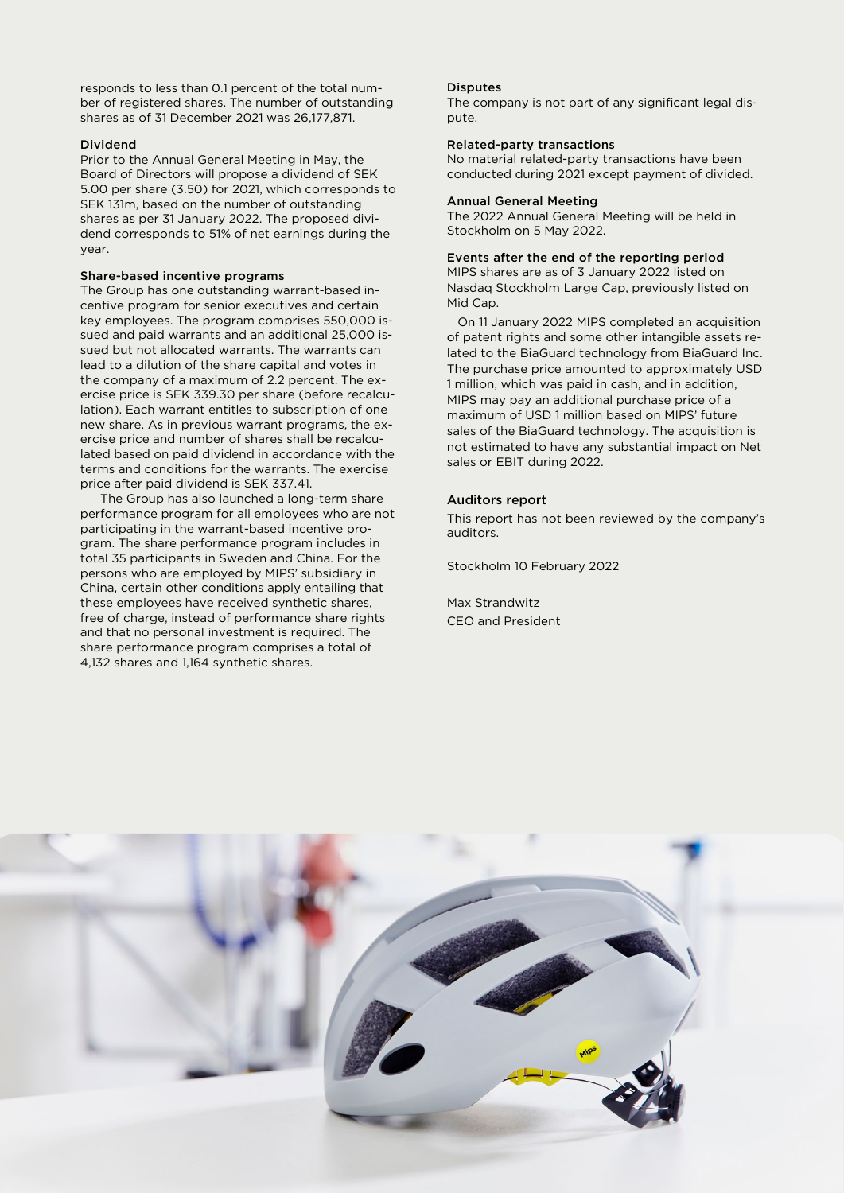responds to less than 0.1 percent of the total number of registered shares. The number of outstanding shares as of 31 December 2021 was 26,177,871.

### Dividend

Prior to the Annual General Meeting in May, the Board of Directors will propose a dividend of SEK 5.00 per share (3.50) for 2021, which corresponds to SEK 131m, based on the number of outstanding shares as per 31 January 2022. The proposed dividend corresponds to 51% of net earnings during the year.

### Share-based incentive programs

The Group has one outstanding warrant-based incentive program for senior executives and certain key employees. The program comprises 550,000 issued and paid warrants and an additional 25,000 issued but not allocated warrants. The warrants can lead to a dilution of the share capital and votes in the company of a maximum of 2.2 percent. The exercise price is SEK 339.30 per share (before recalculation). Each warrant entitles to subscription of one new share. As in previous warrant programs, the exercise price and number of shares shall be recalculated based on paid dividend in accordance with the terms and conditions for the warrants. The exercise price after paid dividend is SEK 337.41.

The Group has also launched a long-term share performance program for all employees who are not participating in the warrant-based incentive program. The share performance program includes in total 35 participants in Sweden and China. For the persons who are employed by MIPS' subsidiary in China, certain other conditions apply entailing that these employees have received synthetic shares, free of charge, instead of performance share rights and that no personal investment is required. The share performance program comprises a total of 4,132 shares and 1,164 synthetic shares.

### Disputes

The company is not part of any significant legal dispute.

### Related-party transactions

No material related-party transactions have been conducted during 2021 except payment of divided.

### Annual General Meeting

The 2022 Annual General Meeting will be held in Stockholm on 5 May 2022.

### Events after the end of the reporting period

MIPS shares are as of 3 January 2022 listed on Nasdaq Stockholm Large Cap, previously listed on Mid Cap.

On 11 January 2022 MIPS completed an acquisition of patent rights and some other intangible assets related to the BiaGuard technology from BiaGuard Inc. The purchase price amounted to approximately USD 1 million, which was paid in cash, and in addition, MIPS may pay an additional purchase price of a maximum of USD 1 million based on MIPS' future sales of the BiaGuard technology. The acquisition is not estimated to have any substantial impact on Net sales or EBIT during 2022.

## Auditors report

This report has not been reviewed by the company's auditors.

Stockholm 10 February 2022

Max Strandwitz
CEO and President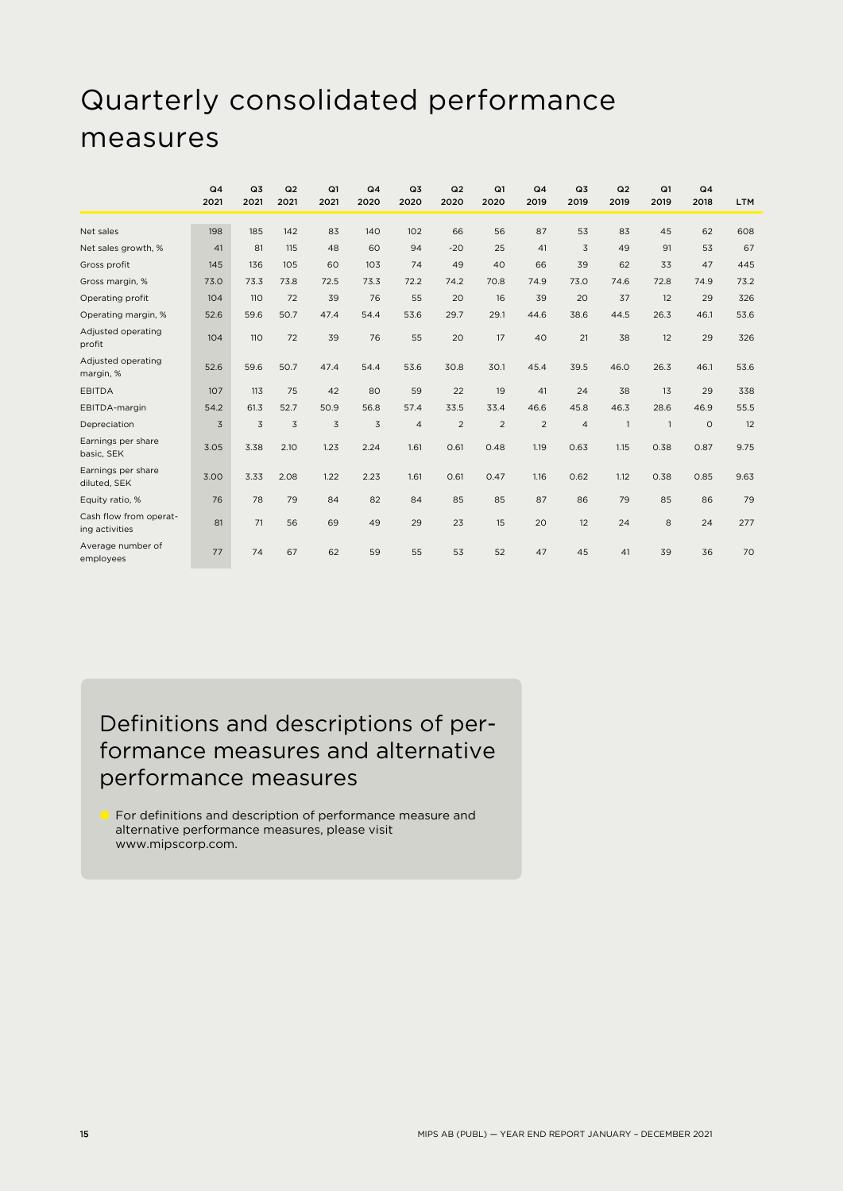# Quarterly consolidated performance measures

| | Q4 2021 | Q3 2021 | Q2 2021 | Q1 2021 | Q4 2020 | Q3 2020 | Q2 2020 | Q1 2020 | Q4 2019 | Q3 2019 | Q2 2019 | Q1 2019 | Q4 2018 | LTM |
|---|---|---|---|---|---|---|---|---|---|---|---|---|---|---|
| Net sales | 198 | 185 | 142 | 83 | 140 | 102 | 66 | 56 | 87 | 53 | 83 | 45 | 62 | 608 |
| Net sales growth, % | 41 | 81 | 115 | 48 | 60 | 94 | -20 | 25 | 41 | 3 | 49 | 91 | 53 | 67 |
| Gross profit | 145 | 136 | 105 | 60 | 103 | 74 | 49 | 40 | 66 | 39 | 62 | 33 | 47 | 445 |
| Gross margin, % | 73.0 | 73.3 | 73.8 | 72.5 | 73.3 | 72.2 | 74.2 | 70.8 | 74.9 | 73.0 | 74.6 | 72.8 | 74.9 | 73.2 |
| Operating profit | 104 | 110 | 72 | 39 | 76 | 55 | 20 | 16 | 39 | 20 | 37 | 12 | 29 | 326 |
| Operating margin, % | 52.6 | 59.6 | 50.7 | 47.4 | 54.4 | 53.6 | 29.7 | 29.1 | 44.6 | 38.6 | 44.5 | 26.3 | 46.1 | 53.6 |
| Adjusted operating profit | 104 | 110 | 72 | 39 | 76 | 55 | 20 | 17 | 40 | 21 | 38 | 12 | 29 | 326 |
| Adjusted operating margin, % | 52.6 | 59.6 | 50.7 | 47.4 | 54.4 | 53.6 | 30.8 | 30.1 | 45.4 | 39.5 | 46.0 | 26.3 | 46.1 | 53.6 |
| EBITDA | 107 | 113 | 75 | 42 | 80 | 59 | 22 | 19 | 41 | 24 | 38 | 13 | 29 | 338 |
| EBITDA-margin | 54.2 | 61.3 | 52.7 | 50.9 | 56.8 | 57.4 | 33.5 | 33.4 | 46.6 | 45.8 | 46.3 | 28.6 | 46.9 | 55.5 |
| Depreciation | 3 | 3 | 3 | 3 | 3 | 4 | 2 | 2 | 2 | 4 | 1 | 1 | 0 | 12 |
| Earnings per share basic, SEK | 3.05 | 3.38 | 2.10 | 1.23 | 2.24 | 1.61 | 0.61 | 0.48 | 1.19 | 0.63 | 1.15 | 0.38 | 0.87 | 9.75 |
| Earnings per share diluted, SEK | 3.00 | 3.33 | 2.08 | 1.22 | 2.23 | 1.61 | 0.61 | 0.47 | 1.16 | 0.62 | 1.12 | 0.38 | 0.85 | 9.63 |
| Equity ratio, % | 76 | 78 | 79 | 84 | 82 | 84 | 85 | 85 | 87 | 86 | 79 | 85 | 86 | 79 |
| Cash flow from operating activities | 81 | 71 | 56 | 69 | 49 | 29 | 23 | 15 | 20 | 12 | 24 | 8 | 24 | 277 |
| Average number of employees | 77 | 74 | 67 | 62 | 59 | 55 | 53 | 52 | 47 | 45 | 41 | 39 | 36 | 70 |

## Definitions and descriptions of performance measures and alternative performance measures

- For definitions and description of performance measure and alternative performance measures, please visit www.mipscorp.com.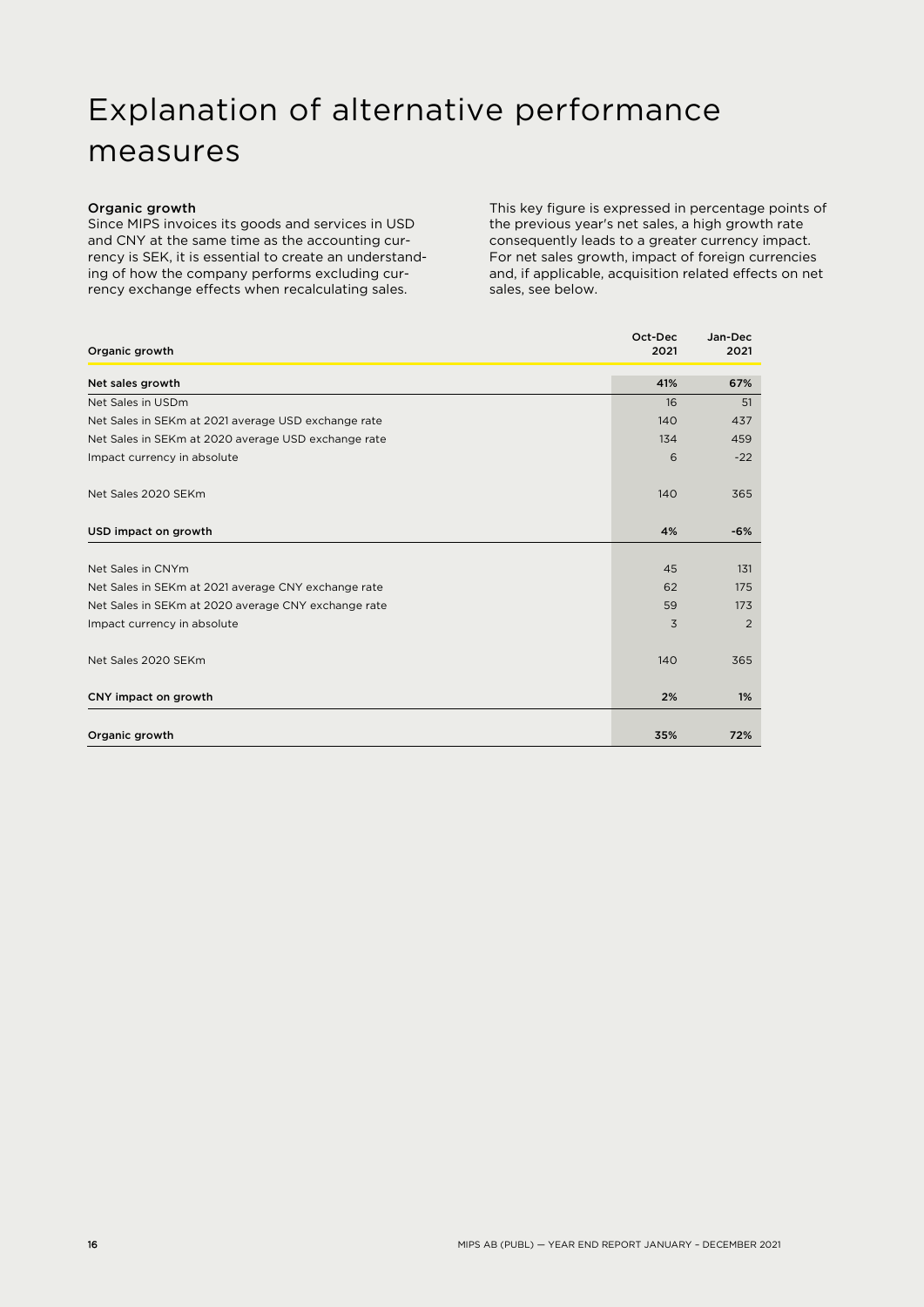# Explanation of alternative performance measures

**Organic growth**

Since MIPS invoices its goods and services in USD and CNY at the same time as the accounting currency is SEK, it is essential to create an understanding of how the company performs excluding currency exchange effects when recalculating sales.

This key figure is expressed in percentage points of the previous year's net sales, a high growth rate consequently leads to a greater currency impact. For net sales growth, impact of foreign currencies and, if applicable, acquisition related effects on net sales, see below.

| Organic growth | Oct-Dec 2021 | Jan-Dec 2021 |
|---|---|---|
| **Net sales growth** | **41%** | **67%** |
| Net Sales in USDm | 16 | 51 |
| Net Sales in SEKm at 2021 average USD exchange rate | 140 | 437 |
| Net Sales in SEKm at 2020 average USD exchange rate | 134 | 459 |
| Impact currency in absolute | 6 | -22 |
| Net Sales 2020 SEKm | 140 | 365 |
| **USD impact on growth** | **4%** | **-6%** |
| Net Sales in CNYm | 45 | 131 |
| Net Sales in SEKm at 2021 average CNY exchange rate | 62 | 175 |
| Net Sales in SEKm at 2020 average CNY exchange rate | 59 | 173 |
| Impact currency in absolute | 3 | 2 |
| Net Sales 2020 SEKm | 140 | 365 |
| **CNY impact on growth** | **2%** | **1%** |
| **Organic growth** | **35%** | **72%** |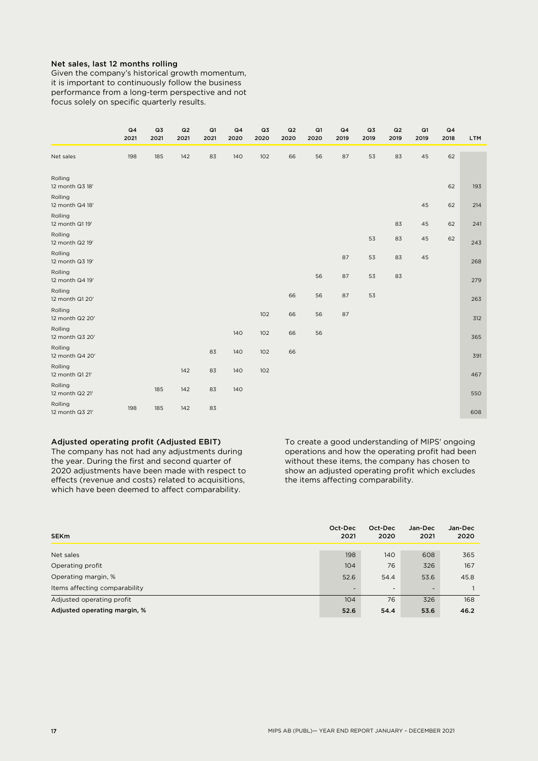### Net sales, last 12 months rolling

Given the company's historical growth momentum, it is important to continuously follow the business performance from a long-term perspective and not focus solely on specific quarterly results.

| | Q4 2021 | Q3 2021 | Q2 2021 | Q1 2021 | Q4 2020 | Q3 2020 | Q2 2020 | Q1 2020 | Q4 2019 | Q3 2019 | Q2 2019 | Q1 2019 | Q4 2018 | LTM |
|---|---|---|---|---|---|---|---|---|---|---|---|---|---|---|
| Net sales | 198 | 185 | 142 | 83 | 140 | 102 | 66 | 56 | 87 | 53 | 83 | 45 | 62 | |
| Rolling 12 month Q3 18' | | | | | | | | | | | | | 62 | 193 |
| Rolling 12 month Q4 18' | | | | | | | | | | | | 45 | 62 | 214 |
| Rolling 12 month Q1 19' | | | | | | | | | | | 83 | 45 | 62 | 241 |
| Rolling 12 month Q2 19' | | | | | | | | | | 53 | 83 | 45 | 62 | 243 |
| Rolling 12 month Q3 19' | | | | | | | | | 87 | 53 | 83 | 45 | | 268 |
| Rolling 12 month Q4 19' | | | | | | | | 56 | 87 | 53 | 83 | | | 279 |
| Rolling 12 month Q1 20' | | | | | | | 66 | 56 | 87 | 53 | | | | 263 |
| Rolling 12 month Q2 20' | | | | | | 102 | 66 | 56 | 87 | | | | | 312 |
| Rolling 12 month Q3 20' | | | | | 140 | 102 | 66 | 56 | | | | | | 365 |
| Rolling 12 month Q4 20' | | | | 83 | 140 | 102 | 66 | | | | | | | 391 |
| Rolling 12 month Q1 21' | | | 142 | 83 | 140 | 102 | | | | | | | | 467 |
| Rolling 12 month Q2 21' | | 185 | 142 | 83 | 140 | | | | | | | | | 550 |
| Rolling 12 month Q3 21' | 198 | 185 | 142 | 83 | | | | | | | | | | 608 |

### Adjusted operating profit (Adjusted EBIT)

The company has not had any adjustments during the year. During the first and second quarter of 2020 adjustments have been made with respect to effects (revenue and costs) related to acquisitions, which have been deemed to affect comparability.

To create a good understanding of MIPS' ongoing operations and how the operating profit had been without these items, the company has chosen to show an adjusted operating profit which excludes the items affecting comparability.

| SEKm | Oct-Dec 2021 | Oct-Dec 2020 | Jan-Dec 2021 | Jan-Dec 2020 |
|---|---|---|---|---|
| Net sales | 198 | 140 | 608 | 365 |
| Operating profit | 104 | 76 | 326 | 167 |
| Operating margin, % | 52.6 | 54.4 | 53.6 | 45.8 |
| Items affecting comparability | - | - | - | 1 |
| Adjusted operating profit | 104 | 76 | 326 | 168 |
| **Adjusted operating margin, %** | **52.6** | **54.4** | **53.6** | **46.2** |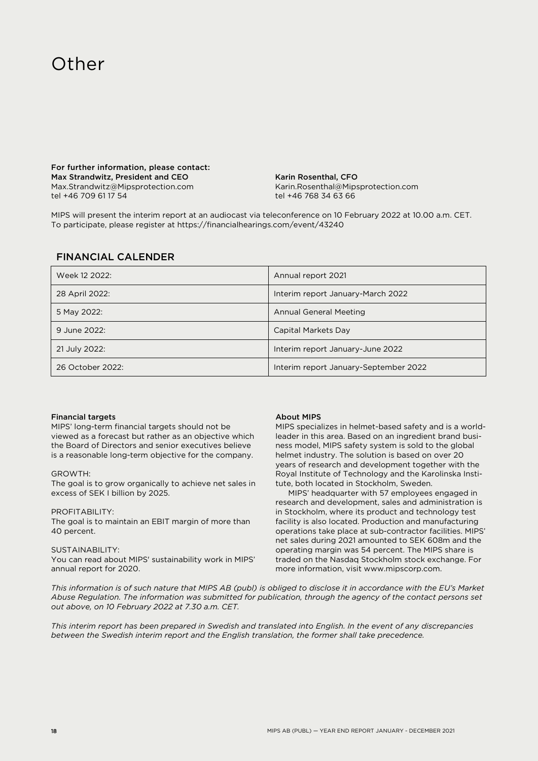# Other

**For further information, please contact:**

**Max Strandwitz, President and CEO**
Max.Strandwitz@Mipsprotection.com
tel +46 709 61 17 54

**Karin Rosenthal, CFO**
Karin.Rosenthal@Mipsprotection.com
tel +46 768 34 63 66

MIPS will present the interim report at an audiocast via teleconference on 10 February 2022 at 10.00 a.m. CET. To participate, please register at https://financialhearings.com/event/43240

## FINANCIAL CALENDER

| Week 12 2022: | Annual report 2021 |
|---|---|
| 28 April 2022: | Interim report January-March 2022 |
| 5 May 2022: | Annual General Meeting |
| 9 June 2022: | Capital Markets Day |
| 21 July 2022: | Interim report January-June 2022 |
| 26 October 2022: | Interim report January-September 2022 |

**Financial targets**

MIPS' long-term financial targets should not be viewed as a forecast but rather as an objective which the Board of Directors and senior executives believe is a reasonable long-term objective for the company.

GROWTH:
The goal is to grow organically to achieve net sales in excess of SEK I billion by 2025.

PROFITABILITY:
The goal is to maintain an EBIT margin of more than 40 percent.

SUSTAINABILITY:
You can read about MIPS' sustainability work in MIPS' annual report for 2020.

**About MIPS**

MIPS specializes in helmet-based safety and is a world-leader in this area. Based on an ingredient brand business model, MIPS safety system is sold to the global helmet industry. The solution is based on over 20 years of research and development together with the Royal Institute of Technology and the Karolinska Institute, both located in Stockholm, Sweden.

MIPS' headquarter with 57 employees engaged in research and development, sales and administration is in Stockholm, where its product and technology test facility is also located. Production and manufacturing operations take place at sub-contractor facilities. MIPS' net sales during 2021 amounted to SEK 608m and the operating margin was 54 percent. The MIPS share is traded on the Nasdaq Stockholm stock exchange. For more information, visit www.mipscorp.com.

*This information is of such nature that MIPS AB (publ) is obliged to disclose it in accordance with the EU's Market Abuse Regulation. The information was submitted for publication, through the agency of the contact persons set out above, on 10 February 2022 at 7.30 a.m. CET.*

*This interim report has been prepared in Swedish and translated into English. In the event of any discrepancies between the Swedish interim report and the English translation, the former shall take precedence.*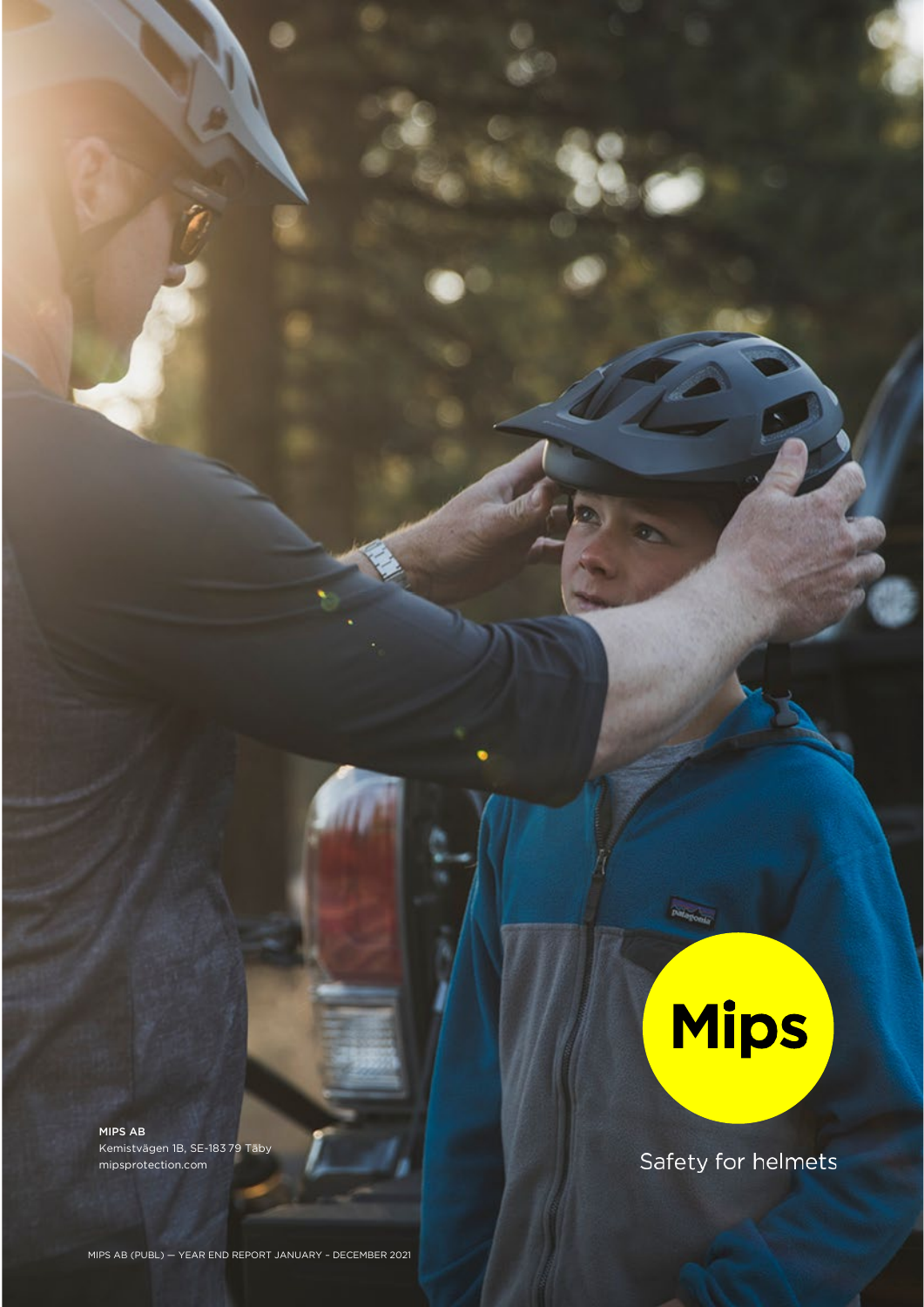**MIPS AB**
Kemistvägen 1B, SE-183 79 Täby
mipsprotection.com

Mips

Safety for helmets